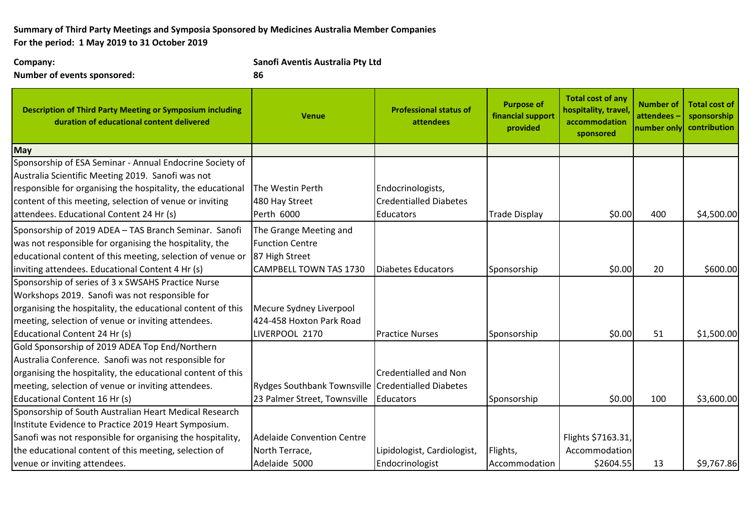**Summary of Third Party Meetings and Symposia Sponsored by Medicines Australia Member Companies**
**For the period: 1 May 2019 to 31 October 2019**

**Company:** **Sanofi Aventis Australia Pty Ltd**
**Number of events sponsored:** **86**

| Description of Third Party Meeting or Symposium including duration of educational content delivered | Venue | Professional status of attendees | Purpose of financial support provided | Total cost of any hospitality, travel, accommodation sponsored | Number of attendees – number only | Total cost of sponsorship contribution |
|---|---|---|---|---|---|---|
| **May** | | | | | | |
| Sponsorship of ESA Seminar - Annual Endocrine Society of Australia Scientific Meeting 2019. Sanofi was not responsible for organising the hospitality, the educational content of this meeting, selection of venue or inviting attendees. Educational Content 24 Hr (s) | The Westin Perth 480 Hay Street Perth 6000 | Endocrinologists, Credentialled Diabetes Educators | Trade Display | $0.00 | 400 | $4,500.00 |
| Sponsorship of 2019 ADEA – TAS Branch Seminar. Sanofi was not responsible for organising the hospitality, the educational content of this meeting, selection of venue or inviting attendees. Educational Content 4 Hr (s) | The Grange Meeting and Function Centre 87 High Street CAMPBELL TOWN TAS 1730 | Diabetes Educators | Sponsorship | $0.00 | 20 | $600.00 |
| Sponsorship of series of 3 x SWSAHS Practice Nurse Workshops 2019. Sanofi was not responsible for organising the hospitality, the educational content of this meeting, selection of venue or inviting attendees. Educational Content 24 Hr (s) | Mecure Sydney Liverpool 424-458 Hoxton Park Road LIVERPOOL 2170 | Practice Nurses | Sponsorship | $0.00 | 51 | $1,500.00 |
| Gold Sponsorship of 2019 ADEA Top End/Northern Australia Conference. Sanofi was not responsible for organising the hospitality, the educational content of this meeting, selection of venue or inviting attendees. Educational Content 16 Hr (s) | Rydges Southbank Townsville 23 Palmer Street, Townsville | Credentialled and Non Credentialled Diabetes Educators | Sponsorship | $0.00 | 100 | $3,600.00 |
| Sponsorship of South Australian Heart Medical Research Institute Evidence to Practice 2019 Heart Symposium. Sanofi was not responsible for organising the hospitality, the educational content of this meeting, selection of venue or inviting attendees. | Adelaide Convention Centre North Terrace, Adelaide 5000 | Lipidologist, Cardiologist, Endocrinologist | Flights, Accommodation | Flights $7163.31, Accommodation $2604.55 | 13 | $9,767.86 |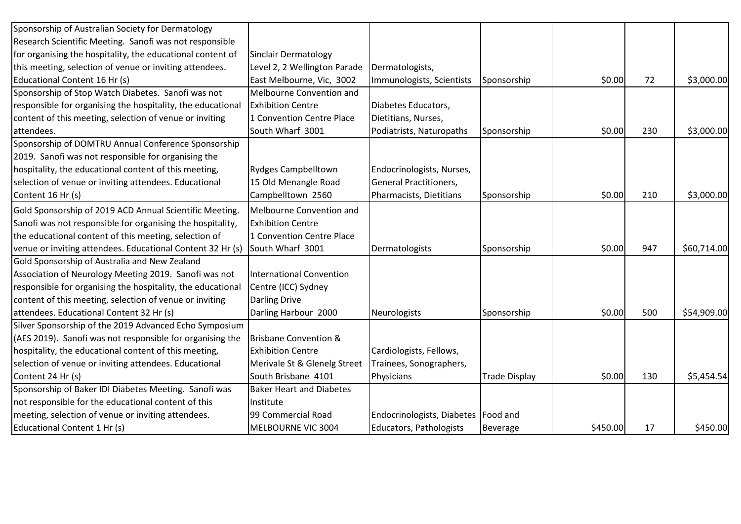| | | | | | | |
|---|---|---|---|---|---|---|
| Sponsorship of Australian Society for Dermatology Research Scientific Meeting. Sanofi was not responsible for organising the hospitality, the educational content of this meeting, selection of venue or inviting attendees. Educational Content 16 Hr (s) | Sinclair Dermatology Level 2, 2 Wellington Parade East Melbourne, Vic, 3002 | Dermatologists, Immunologists, Scientists | Sponsorship | $0.00 | 72 | $3,000.00 |
| Sponsorship of Stop Watch Diabetes. Sanofi was not responsible for organising the hospitality, the educational content of this meeting, selection of venue or inviting attendees. | Melbourne Convention and Exhibition Centre 1 Convention Centre Place South Wharf 3001 | Diabetes Educators, Dietitians, Nurses, Podiatrists, Naturopaths | Sponsorship | $0.00 | 230 | $3,000.00 |
| Sponsorship of DOMTRU Annual Conference Sponsorship 2019. Sanofi was not responsible for organising the hospitality, the educational content of this meeting, selection of venue or inviting attendees. Educational Content 16 Hr (s) | Rydges Campbelltown 15 Old Menangle Road Campbelltown 2560 | Endocrinologists, Nurses, General Practitioners, Pharmacists, Dietitians | Sponsorship | $0.00 | 210 | $3,000.00 |
| Gold Sponsorship of 2019 ACD Annual Scientific Meeting. Sanofi was not responsible for organising the hospitality, the educational content of this meeting, selection of venue or inviting attendees. Educational Content 32 Hr (s) | Melbourne Convention and Exhibition Centre 1 Convention Centre Place South Wharf 3001 | Dermatologists | Sponsorship | $0.00 | 947 | $60,714.00 |
| Gold Sponsorship of Australia and New Zealand Association of Neurology Meeting 2019. Sanofi was not responsible for organising the hospitality, the educational content of this meeting, selection of venue or inviting attendees. Educational Content 32 Hr (s) | International Convention Centre (ICC) Sydney Darling Drive Darling Harbour 2000 | Neurologists | Sponsorship | $0.00 | 500 | $54,909.00 |
| Silver Sponsorship of the 2019 Advanced Echo Symposium (AES 2019). Sanofi was not responsible for organising the hospitality, the educational content of this meeting, selection of venue or inviting attendees. Educational Content 24 Hr (s) | Brisbane Convention & Exhibition Centre Merivale St & Glenelg Street South Brisbane 4101 | Cardiologists, Fellows, Trainees, Sonographers, Physicians | Trade Display | $0.00 | 130 | $5,454.54 |
| Sponsorship of Baker IDI Diabetes Meeting. Sanofi was not responsible for the educational content of this meeting, selection of venue or inviting attendees. Educational Content 1 Hr (s) | Baker Heart and Diabetes Institute 99 Commercial Road MELBOURNE VIC 3004 | Endocrinologists, Diabetes Educators, Pathologists | Food and Beverage | $450.00 | 17 | $450.00 |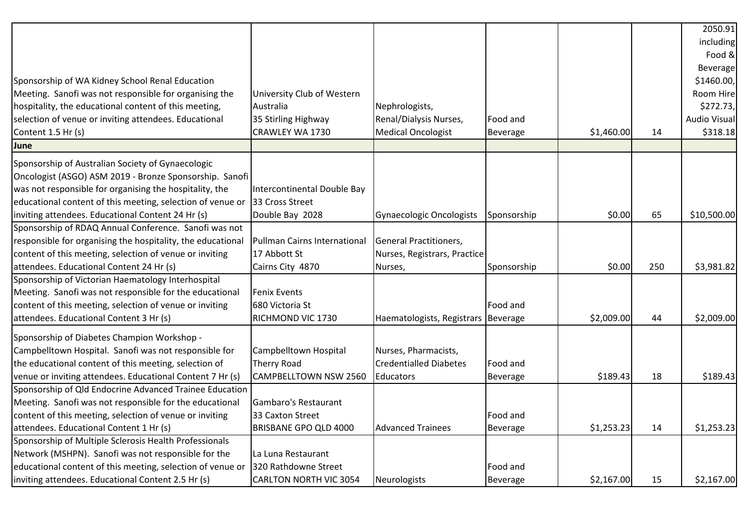| | | | | | | |
|---|---|---|---|---|---|---|
| Sponsorship of WA Kidney School Renal Education Meeting. Sanofi was not responsible for organising the hospitality, the educational content of this meeting, selection of venue or inviting attendees. Educational Content 1.5 Hr (s) | University Club of Western Australia 35 Stirling Highway CRAWLEY WA 1730 | Nephrologists, Renal/Dialysis Nurses, Medical Oncologist | Food and Beverage | $1,460.00 | 14 | 2050.91 including Food & Beverage $1460.00, Room Hire $272.73, Audio Visual $318.18 |
| **June** | | | | | | |
| Sponsorship of Australian Society of Gynaecologic Oncologist (ASGO) ASM 2019 - Bronze Sponsorship. Sanofi was not responsible for organising the hospitality, the educational content of this meeting, selection of venue or inviting attendees. Educational Content 24 Hr (s) | Intercontinental Double Bay 33 Cross Street Double Bay 2028 | Gynaecologic Oncologists | Sponsorship | $0.00 | 65 | $10,500.00 |
| Sponsorship of RDAQ Annual Conference. Sanofi was not responsible for organising the hospitality, the educational content of this meeting, selection of venue or inviting attendees. Educational Content 24 Hr (s) | Pullman Cairns International 17 Abbott St Cairns City 4870 | General Practitioners, Nurses, Registrars, Practice Nurses, | Sponsorship | $0.00 | 250 | $3,981.82 |
| Sponsorship of Victorian Haematology Interhospital Meeting. Sanofi was not responsible for the educational content of this meeting, selection of venue or inviting attendees. Educational Content 3 Hr (s) | Fenix Events 680 Victoria St RICHMOND VIC 1730 | Haematologists, Registrars | Food and Beverage | $2,009.00 | 44 | $2,009.00 |
| Sponsorship of Diabetes Champion Workshop - Campbelltown Hospital. Sanofi was not responsible for the educational content of this meeting, selection of venue or inviting attendees. Educational Content 7 Hr (s) | Campbelltown Hospital Therry Road CAMPBELLTOWN NSW 2560 | Nurses, Pharmacists, Credentialled Diabetes Educators | Food and Beverage | $189.43 | 18 | $189.43 |
| Sponsorship of Qld Endocrine Advanced Trainee Education Meeting. Sanofi was not responsible for the educational content of this meeting, selection of venue or inviting attendees. Educational Content 1 Hr (s) | Gambaro's Restaurant 33 Caxton Street BRISBANE GPO QLD 4000 | Advanced Trainees | Food and Beverage | $1,253.23 | 14 | $1,253.23 |
| Sponsorship of Multiple Sclerosis Health Professionals Network (MSHPN). Sanofi was not responsible for the educational content of this meeting, selection of venue or inviting attendees. Educational Content 2.5 Hr (s) | La Luna Restaurant 320 Rathdowne Street CARLTON NORTH VIC 3054 | Neurologists | Food and Beverage | $2,167.00 | 15 | $2,167.00 |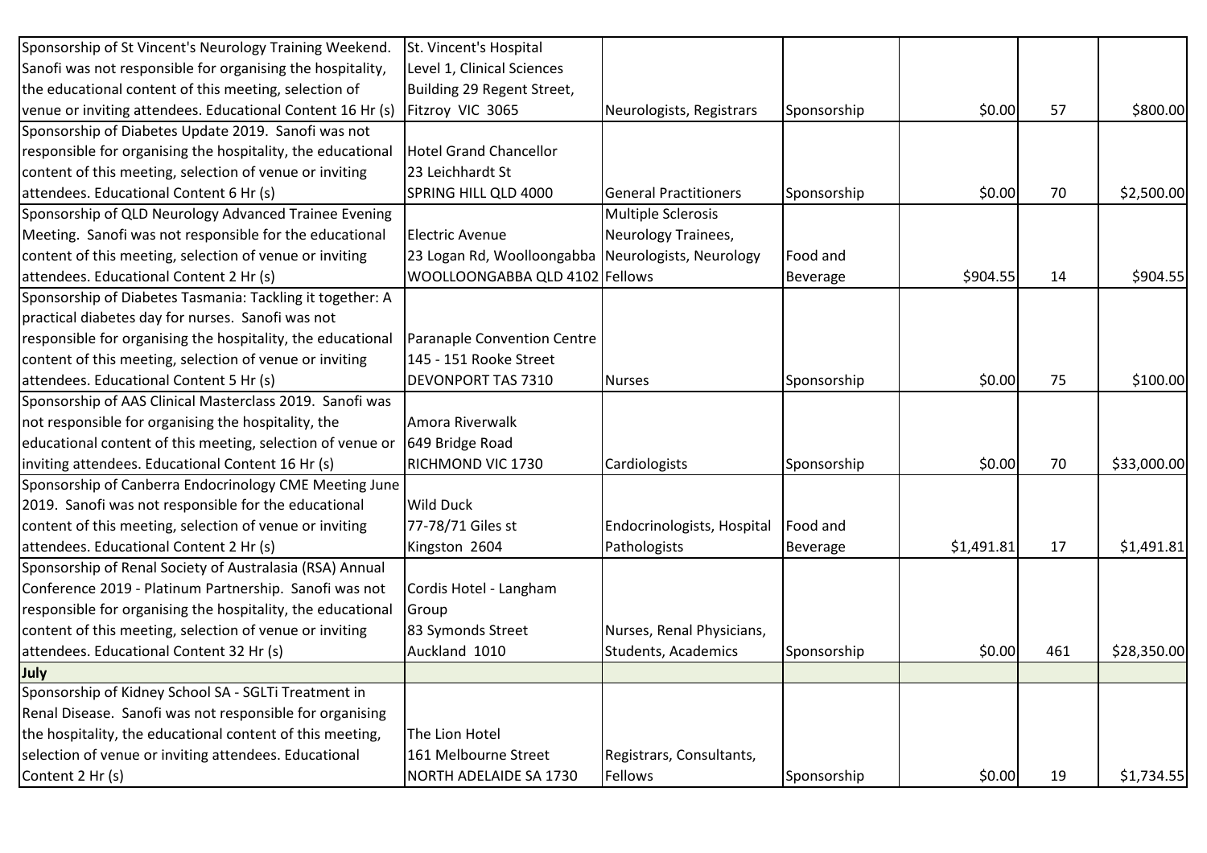| | | | | | | |
|---|---|---|---|---|---|---|
| Sponsorship of St Vincent's Neurology Training Weekend. Sanofi was not responsible for organising the hospitality, the educational content of this meeting, selection of venue or inviting attendees. Educational Content 16 Hr (s) | St. Vincent's Hospital Level 1, Clinical Sciences Building 29 Regent Street, Fitzroy VIC 3065 | Neurologists, Registrars | Sponsorship | $0.00 | 57 | $800.00 |
| Sponsorship of Diabetes Update 2019. Sanofi was not responsible for organising the hospitality, the educational content of this meeting, selection of venue or inviting attendees. Educational Content 6 Hr (s) | Hotel Grand Chancellor 23 Leichhardt St SPRING HILL QLD 4000 | General Practitioners | Sponsorship | $0.00 | 70 | $2,500.00 |
| Sponsorship of QLD Neurology Advanced Trainee Evening Meeting. Sanofi was not responsible for the educational content of this meeting, selection of venue or inviting attendees. Educational Content 2 Hr (s) | Electric Avenue 23 Logan Rd, Woolloongabba WOOLLOONGABBA QLD 4102 | Multiple Sclerosis Neurology Trainees, Neurologists, Neurology Fellows | Food and Beverage | $904.55 | 14 | $904.55 |
| Sponsorship of Diabetes Tasmania: Tackling it together: A practical diabetes day for nurses. Sanofi was not responsible for organising the hospitality, the educational content of this meeting, selection of venue or inviting attendees. Educational Content 5 Hr (s) | Paranaple Convention Centre 145 - 151 Rooke Street DEVONPORT TAS 7310 | Nurses | Sponsorship | $0.00 | 75 | $100.00 |
| Sponsorship of AAS Clinical Masterclass 2019. Sanofi was not responsible for organising the hospitality, the educational content of this meeting, selection of venue or inviting attendees. Educational Content 16 Hr (s) | Amora Riverwalk 649 Bridge Road RICHMOND VIC 1730 | Cardiologists | Sponsorship | $0.00 | 70 | $33,000.00 |
| Sponsorship of Canberra Endocrinology CME Meeting June 2019. Sanofi was not responsible for the educational content of this meeting, selection of venue or inviting attendees. Educational Content 2 Hr (s) | Wild Duck 77-78/71 Giles st Kingston 2604 | Endocrinologists, Hospital Pathologists | Food and Beverage | $1,491.81 | 17 | $1,491.81 |
| Sponsorship of Renal Society of Australasia (RSA) Annual Conference 2019 - Platinum Partnership. Sanofi was not responsible for organising the hospitality, the educational content of this meeting, selection of venue or inviting attendees. Educational Content 32 Hr (s) | Cordis Hotel - Langham Group 83 Symonds Street Auckland 1010 | Nurses, Renal Physicians, Students, Academics | Sponsorship | $0.00 | 461 | $28,350.00 |
| **July** | | | | | | |
| Sponsorship of Kidney School SA - SGLTi Treatment in Renal Disease. Sanofi was not responsible for organising the hospitality, the educational content of this meeting, selection of venue or inviting attendees. Educational Content 2 Hr (s) | The Lion Hotel 161 Melbourne Street NORTH ADELAIDE SA 1730 | Registrars, Consultants, Fellows | Sponsorship | $0.00 | 19 | $1,734.55 |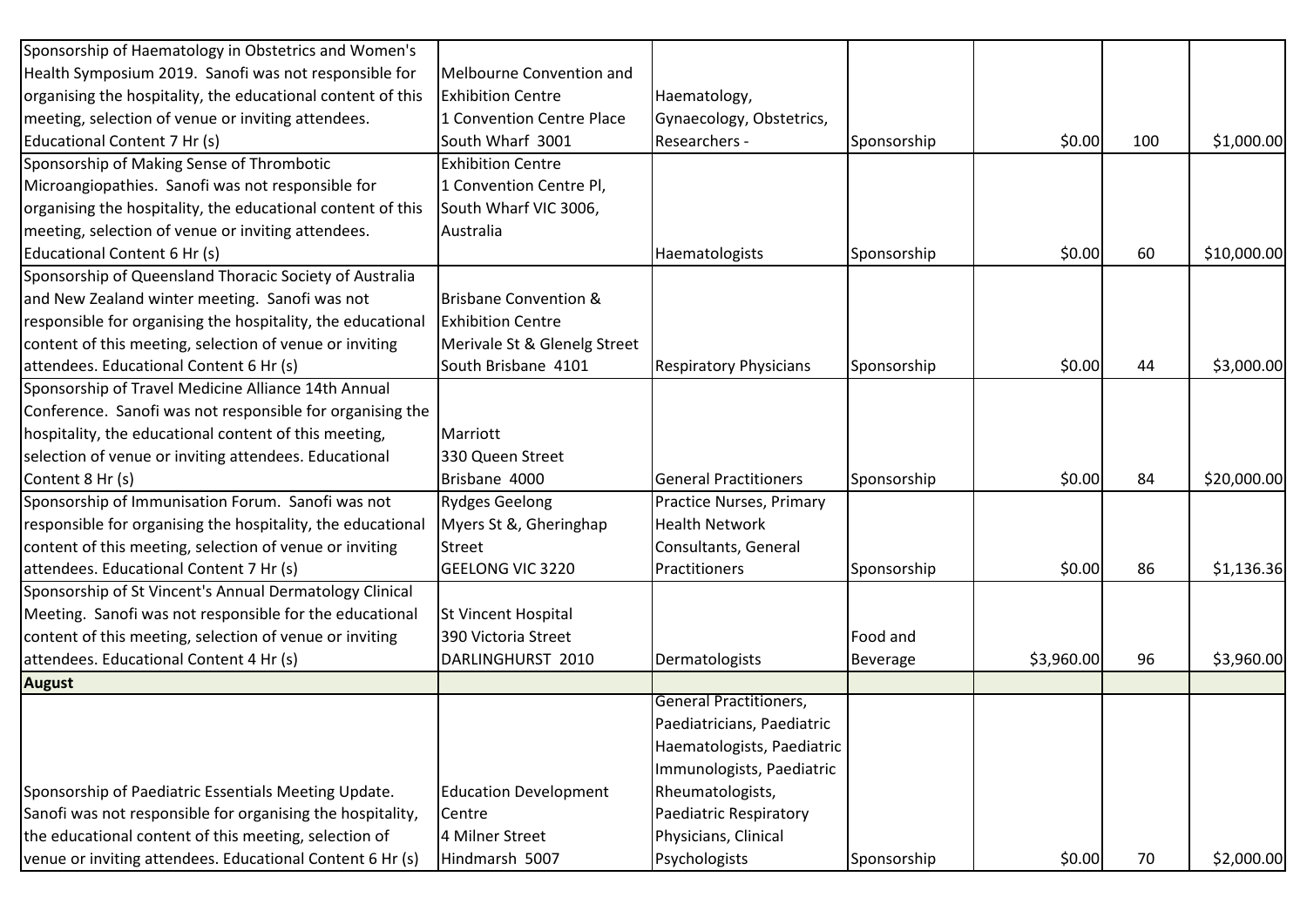| | | | | | | |
|---|---|---|---|---|---|---|
| Sponsorship of Haematology in Obstetrics and Women's Health Symposium 2019. Sanofi was not responsible for organising the hospitality, the educational content of this meeting, selection of venue or inviting attendees. Educational Content 7 Hr (s) | Melbourne Convention and Exhibition Centre 1 Convention Centre Place South Wharf 3001 | Haematology, Gynaecology, Obstetrics, Researchers - | Sponsorship | $0.00 | 100 | $1,000.00 |
| Sponsorship of Making Sense of Thrombotic Microangiopathies. Sanofi was not responsible for organising the hospitality, the educational content of this meeting, selection of venue or inviting attendees. Educational Content 6 Hr (s) | Exhibition Centre 1 Convention Centre Pl, South Wharf VIC 3006, Australia | Haematologists | Sponsorship | $0.00 | 60 | $10,000.00 |
| Sponsorship of Queensland Thoracic Society of Australia and New Zealand winter meeting. Sanofi was not responsible for organising the hospitality, the educational content of this meeting, selection of venue or inviting attendees. Educational Content 6 Hr (s) | Brisbane Convention & Exhibition Centre Merivale St & Glenelg Street South Brisbane 4101 | Respiratory Physicians | Sponsorship | $0.00 | 44 | $3,000.00 |
| Sponsorship of Travel Medicine Alliance 14th Annual Conference. Sanofi was not responsible for organising the hospitality, the educational content of this meeting, selection of venue or inviting attendees. Educational Content 8 Hr (s) | Marriott 330 Queen Street Brisbane 4000 | General Practitioners | Sponsorship | $0.00 | 84 | $20,000.00 |
| Sponsorship of Immunisation Forum. Sanofi was not responsible for organising the hospitality, the educational content of this meeting, selection of venue or inviting attendees. Educational Content 7 Hr (s) | Rydges Geelong Myers St &, Gheringhap Street GEELONG VIC 3220 | Practice Nurses, Primary Health Network Consultants, General Practitioners | Sponsorship | $0.00 | 86 | $1,136.36 |
| Sponsorship of St Vincent's Annual Dermatology Clinical Meeting. Sanofi was not responsible for the educational content of this meeting, selection of venue or inviting attendees. Educational Content 4 Hr (s) | St Vincent Hospital 390 Victoria Street DARLINGHURST 2010 | Dermatologists | Food and Beverage | $3,960.00 | 96 | $3,960.00 |
| **August** | | | | | | |
| Sponsorship of Paediatric Essentials Meeting Update. Sanofi was not responsible for organising the hospitality, the educational content of this meeting, selection of venue or inviting attendees. Educational Content 6 Hr (s) | Education Development Centre 4 Milner Street Hindmarsh 5007 | General Practitioners, Paediatricians, Paediatric Haematologists, Paediatric Immunologists, Paediatric Rheumatologists, Paediatric Respiratory Physicians, Clinical Psychologists | Sponsorship | $0.00 | 70 | $2,000.00 |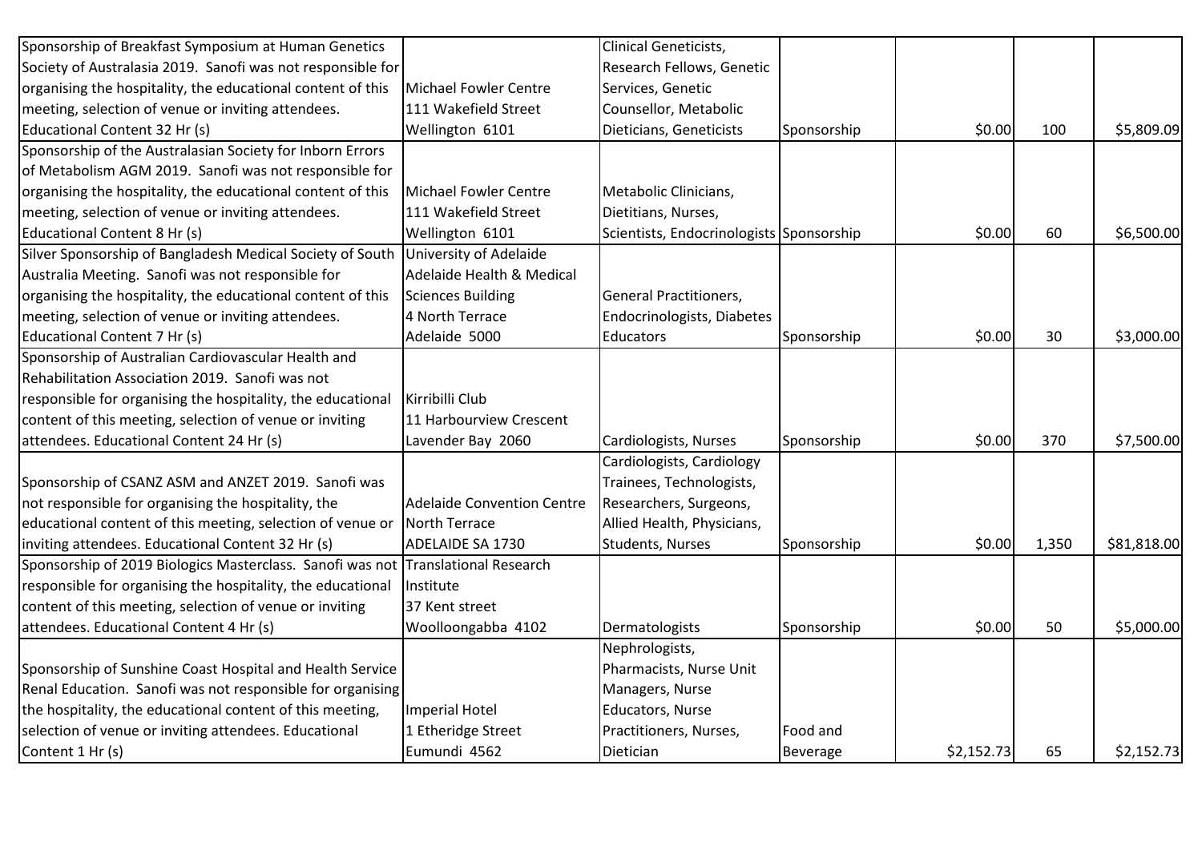| | | | | | | |
|---|---|---|---|---|---|---|
| Sponsorship of Breakfast Symposium at Human Genetics Society of Australasia 2019. Sanofi was not responsible for organising the hospitality, the educational content of this meeting, selection of venue or inviting attendees. Educational Content 32 Hr (s) | Michael Fowler Centre 111 Wakefield Street Wellington 6101 | Clinical Geneticists, Research Fellows, Genetic Services, Genetic Counsellor, Metabolic Dieticians, Geneticists | Sponsorship | $0.00 | 100 | $5,809.09 |
| Sponsorship of the Australasian Society for Inborn Errors of Metabolism AGM 2019. Sanofi was not responsible for organising the hospitality, the educational content of this meeting, selection of venue or inviting attendees. Educational Content 8 Hr (s) | Michael Fowler Centre 111 Wakefield Street Wellington 6101 | Metabolic Clinicians, Dietitians, Nurses, Scientists, Endocrinologists | Sponsorship | $0.00 | 60 | $6,500.00 |
| Silver Sponsorship of Bangladesh Medical Society of South Australia Meeting. Sanofi was not responsible for organising the hospitality, the educational content of this meeting, selection of venue or inviting attendees. Educational Content 7 Hr (s) | University of Adelaide Adelaide Health & Medical Sciences Building 4 North Terrace Adelaide 5000 | General Practitioners, Endocrinologists, Diabetes Educators | Sponsorship | $0.00 | 30 | $3,000.00 |
| Sponsorship of Australian Cardiovascular Health and Rehabilitation Association 2019. Sanofi was not responsible for organising the hospitality, the educational content of this meeting, selection of venue or inviting attendees. Educational Content 24 Hr (s) | Kirribilli Club 11 Harbourview Crescent Lavender Bay 2060 | Cardiologists, Nurses | Sponsorship | $0.00 | 370 | $7,500.00 |
| Sponsorship of CSANZ ASM and ANZET 2019. Sanofi was not responsible for organising the hospitality, the educational content of this meeting, selection of venue or inviting attendees. Educational Content 32 Hr (s) | Adelaide Convention Centre North Terrace ADELAIDE SA 1730 | Cardiologists, Cardiology Trainees, Technologists, Researchers, Surgeons, Allied Health, Physicians, Students, Nurses | Sponsorship | $0.00 | 1,350 | $81,818.00 |
| Sponsorship of 2019 Biologics Masterclass. Sanofi was not responsible for organising the hospitality, the educational content of this meeting, selection of venue or inviting attendees. Educational Content 4 Hr (s) | Translational Research Institute 37 Kent street Woolloongabba 4102 | Dermatologists | Sponsorship | $0.00 | 50 | $5,000.00 |
| Sponsorship of Sunshine Coast Hospital and Health Service Renal Education. Sanofi was not responsible for organising the hospitality, the educational content of this meeting, selection of venue or inviting attendees. Educational Content 1 Hr (s) | Imperial Hotel 1 Etheridge Street Eumundi 4562 | Nephrologists, Pharmacists, Nurse Unit Managers, Nurse Educators, Nurse Practitioners, Nurses, Dietician | Food and Beverage | $2,152.73 | 65 | $2,152.73 |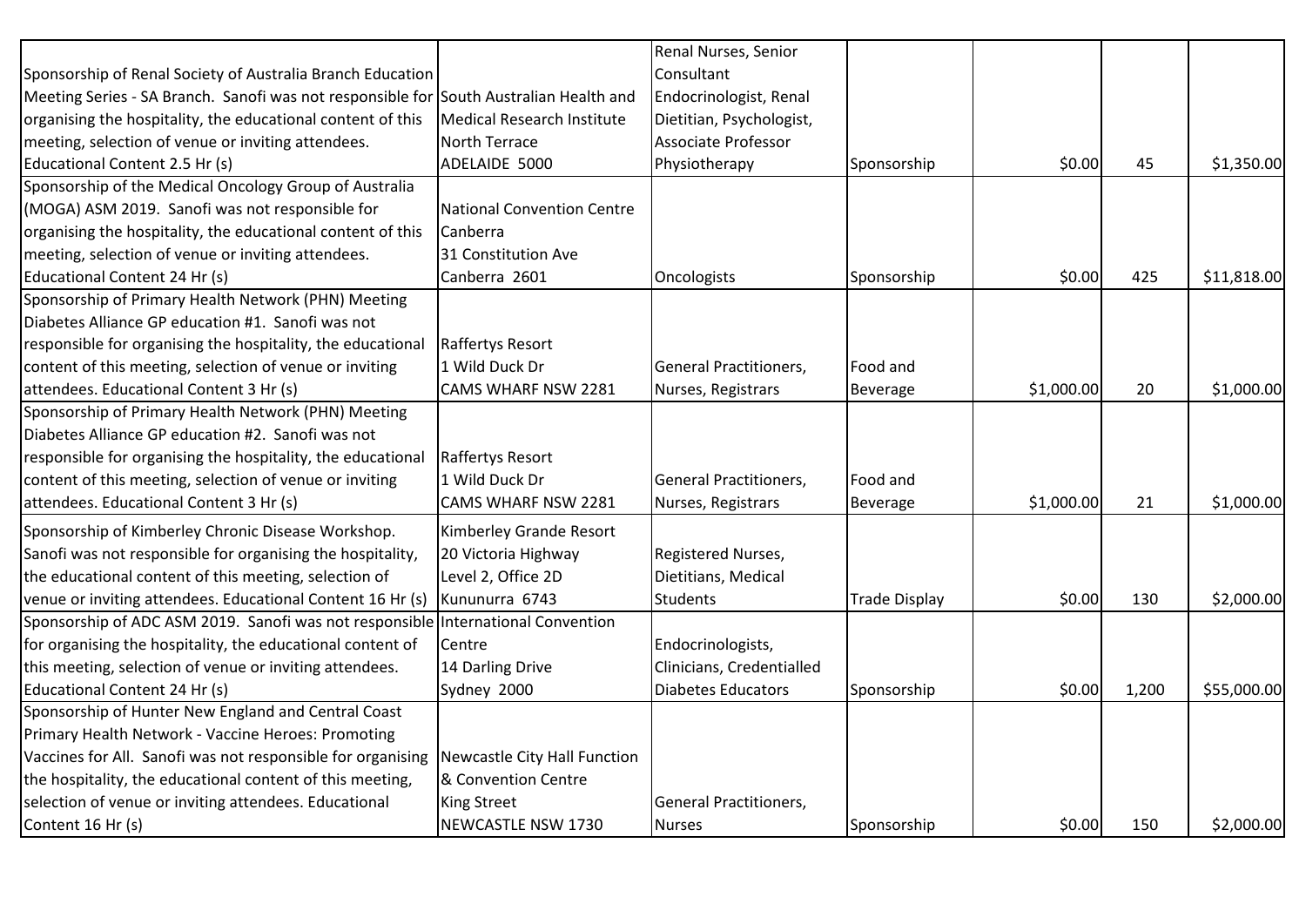| | | | | | | |
|---|---|---|---|---|---|---|
| Sponsorship of Renal Society of Australia Branch Education Meeting Series - SA Branch. Sanofi was not responsible for organising the hospitality, the educational content of this meeting, selection of venue or inviting attendees. Educational Content 2.5 Hr (s) | South Australian Health and Medical Research Institute North Terrace ADELAIDE 5000 | Renal Nurses, Senior Consultant Endocrinologist, Renal Dietitian, Psychologist, Associate Professor Physiotherapy | Sponsorship | $0.00 | 45 | $1,350.00 |
| Sponsorship of the Medical Oncology Group of Australia (MOGA) ASM 2019. Sanofi was not responsible for organising the hospitality, the educational content of this meeting, selection of venue or inviting attendees. Educational Content 24 Hr (s) | National Convention Centre Canberra 31 Constitution Ave Canberra 2601 | Oncologists | Sponsorship | $0.00 | 425 | $11,818.00 |
| Sponsorship of Primary Health Network (PHN) Meeting Diabetes Alliance GP education #1. Sanofi was not responsible for organising the hospitality, the educational content of this meeting, selection of venue or inviting attendees. Educational Content 3 Hr (s) | Raffertys Resort 1 Wild Duck Dr CAMS WHARF NSW 2281 | General Practitioners, Nurses, Registrars | Food and Beverage | $1,000.00 | 20 | $1,000.00 |
| Sponsorship of Primary Health Network (PHN) Meeting Diabetes Alliance GP education #2. Sanofi was not responsible for organising the hospitality, the educational content of this meeting, selection of venue or inviting attendees. Educational Content 3 Hr (s) | Raffertys Resort 1 Wild Duck Dr CAMS WHARF NSW 2281 | General Practitioners, Nurses, Registrars | Food and Beverage | $1,000.00 | 21 | $1,000.00 |
| Sponsorship of Kimberley Chronic Disease Workshop. Sanofi was not responsible for organising the hospitality, the educational content of this meeting, selection of venue or inviting attendees. Educational Content 16 Hr (s) | Kimberley Grande Resort 20 Victoria Highway Level 2, Office 2D Kununurra 6743 | Registered Nurses, Dietitians, Medical Students | Trade Display | $0.00 | 130 | $2,000.00 |
| Sponsorship of ADC ASM 2019. Sanofi was not responsible for organising the hospitality, the educational content of this meeting, selection of venue or inviting attendees. Educational Content 24 Hr (s) | International Convention Centre 14 Darling Drive Sydney 2000 | Endocrinologists, Clinicians, Credentialled Diabetes Educators | Sponsorship | $0.00 | 1,200 | $55,000.00 |
| Sponsorship of Hunter New England and Central Coast Primary Health Network - Vaccine Heroes: Promoting Vaccines for All. Sanofi was not responsible for organising the hospitality, the educational content of this meeting, selection of venue or inviting attendees. Educational Content 16 Hr (s) | Newcastle City Hall Function & Convention Centre King Street NEWCASTLE NSW 1730 | General Practitioners, Nurses | Sponsorship | $0.00 | 150 | $2,000.00 |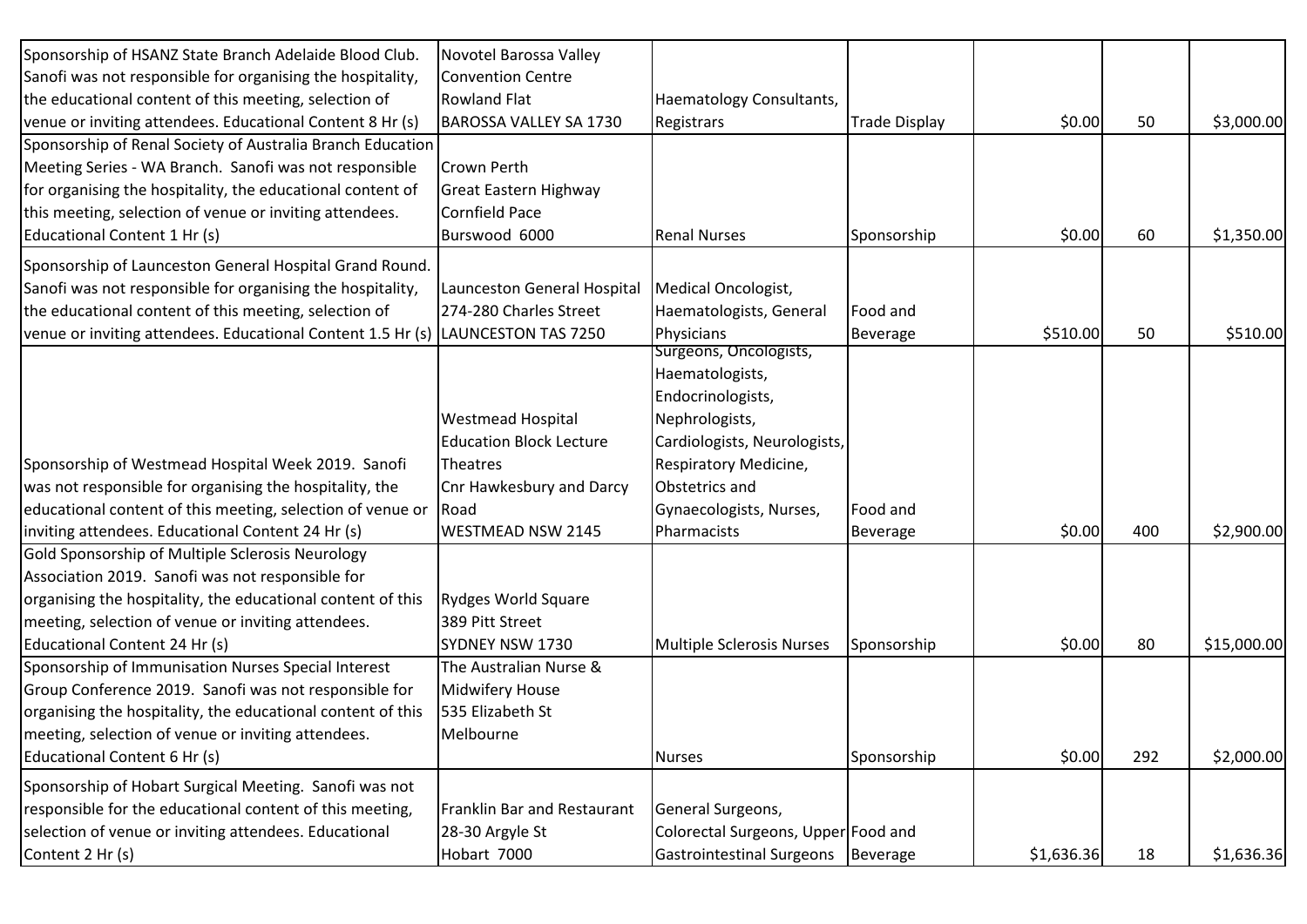| | | | | | | |
|---|---|---|---|---|---|---|
| Sponsorship of HSANZ State Branch Adelaide Blood Club. Sanofi was not responsible for organising the hospitality, the educational content of this meeting, selection of venue or inviting attendees. Educational Content 8 Hr (s) | Novotel Barossa Valley Convention Centre Rowland Flat BAROSSA VALLEY SA 1730 | Haematology Consultants, Registrars | Trade Display | $0.00 | 50 | $3,000.00 |
| Sponsorship of Renal Society of Australia Branch Education Meeting Series - WA Branch. Sanofi was not responsible for organising the hospitality, the educational content of this meeting, selection of venue or inviting attendees. Educational Content 1 Hr (s) | Crown Perth Great Eastern Highway Cornfield Pace Burswood 6000 | Renal Nurses | Sponsorship | $0.00 | 60 | $1,350.00 |
| Sponsorship of Launceston General Hospital Grand Round. Sanofi was not responsible for organising the hospitality, the educational content of this meeting, selection of venue or inviting attendees. Educational Content 1.5 Hr (s) | Launceston General Hospital 274-280 Charles Street LAUNCESTON TAS 7250 | Medical Oncologist, Haematologists, General Physicians | Food and Beverage | $510.00 | 50 | $510.00 |
| Sponsorship of Westmead Hospital Week 2019. Sanofi was not responsible for organising the hospitality, the educational content of this meeting, selection of venue or inviting attendees. Educational Content 24 Hr (s) | Westmead Hospital Education Block Lecture Theatres Cnr Hawkesbury and Darcy Road WESTMEAD NSW 2145 | Surgeons, Oncologists, Haematologists, Endocrinologists, Nephrologists, Cardiologists, Neurologists, Respiratory Medicine, Obstetrics and Gynaecologists, Nurses, Pharmacists | Food and Beverage | $0.00 | 400 | $2,900.00 |
| Gold Sponsorship of Multiple Sclerosis Neurology Association 2019. Sanofi was not responsible for organising the hospitality, the educational content of this meeting, selection of venue or inviting attendees. Educational Content 24 Hr (s) | Rydges World Square 389 Pitt Street SYDNEY NSW 1730 | Multiple Sclerosis Nurses | Sponsorship | $0.00 | 80 | $15,000.00 |
| Sponsorship of Immunisation Nurses Special Interest Group Conference 2019. Sanofi was not responsible for organising the hospitality, the educational content of this meeting, selection of venue or inviting attendees. Educational Content 6 Hr (s) | The Australian Nurse & Midwifery House 535 Elizabeth St Melbourne | Nurses | Sponsorship | $0.00 | 292 | $2,000.00 |
| Sponsorship of Hobart Surgical Meeting. Sanofi was not responsible for the educational content of this meeting, selection of venue or inviting attendees. Educational Content 2 Hr (s) | Franklin Bar and Restaurant 28-30 Argyle St Hobart 7000 | General Surgeons, Colorectal Surgeons, Upper Gastrointestinal Surgeons | Food and Beverage | $1,636.36 | 18 | $1,636.36 |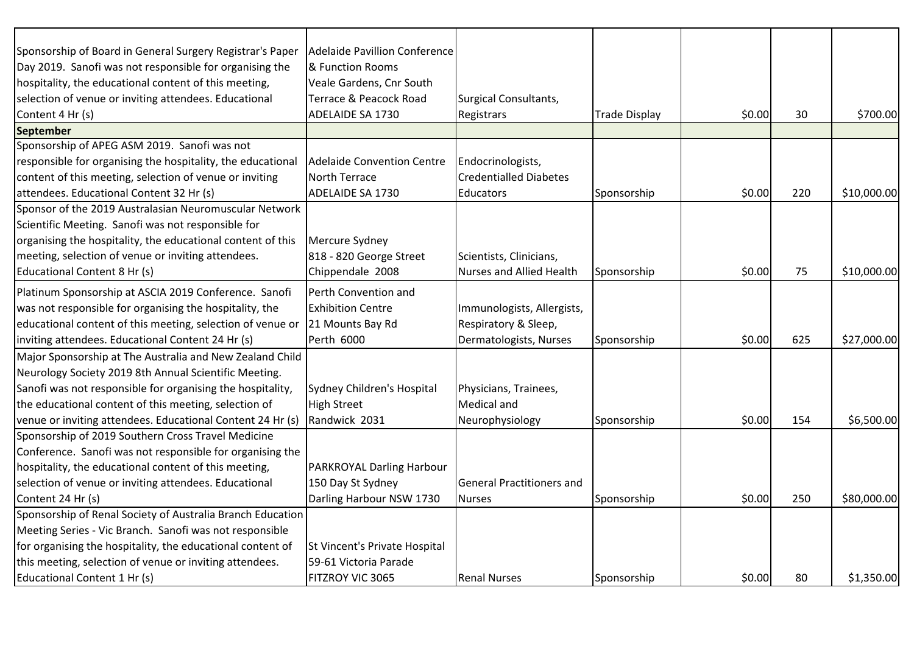| | | | | | | |
|---|---|---|---|---|---|---|
| Sponsorship of Board in General Surgery Registrar's Paper Day 2019. Sanofi was not responsible for organising the hospitality, the educational content of this meeting, selection of venue or inviting attendees. Educational Content 4 Hr (s) | Adelaide Pavillion Conference & Function Rooms Veale Gardens, Cnr South Terrace & Peacock Road ADELAIDE SA 1730 | Surgical Consultants, Registrars | Trade Display | $0.00 | 30 | $700.00 |
| **September** | | | | | | |
| Sponsorship of APEG ASM 2019. Sanofi was not responsible for organising the hospitality, the educational content of this meeting, selection of venue or inviting attendees. Educational Content 32 Hr (s) | Adelaide Convention Centre North Terrace ADELAIDE SA 1730 | Endocrinologists, Credentialled Diabetes Educators | Sponsorship | $0.00 | 220 | $10,000.00 |
| Sponsor of the 2019 Australasian Neuromuscular Network Scientific Meeting. Sanofi was not responsible for organising the hospitality, the educational content of this meeting, selection of venue or inviting attendees. Educational Content 8 Hr (s) | Mercure Sydney 818 - 820 George Street Chippendale 2008 | Scientists, Clinicians, Nurses and Allied Health | Sponsorship | $0.00 | 75 | $10,000.00 |
| Platinum Sponsorship at ASCIA 2019 Conference. Sanofi was not responsible for organising the hospitality, the educational content of this meeting, selection of venue or inviting attendees. Educational Content 24 Hr (s) | Perth Convention and Exhibition Centre 21 Mounts Bay Rd Perth 6000 | Immunologists, Allergists, Respiratory & Sleep, Dermatologists, Nurses | Sponsorship | $0.00 | 625 | $27,000.00 |
| Major Sponsorship at The Australia and New Zealand Child Neurology Society 2019 8th Annual Scientific Meeting. Sanofi was not responsible for organising the hospitality, the educational content of this meeting, selection of venue or inviting attendees. Educational Content 24 Hr (s) | Sydney Children's Hospital High Street Randwick 2031 | Physicians, Trainees, Medical and Neurophysiology | Sponsorship | $0.00 | 154 | $6,500.00 |
| Sponsorship of 2019 Southern Cross Travel Medicine Conference. Sanofi was not responsible for organising the hospitality, the educational content of this meeting, selection of venue or inviting attendees. Educational Content 24 Hr (s) | PARKROYAL Darling Harbour 150 Day St Sydney Darling Harbour NSW 1730 | General Practitioners and Nurses | Sponsorship | $0.00 | 250 | $80,000.00 |
| Sponsorship of Renal Society of Australia Branch Education Meeting Series - Vic Branch. Sanofi was not responsible for organising the hospitality, the educational content of this meeting, selection of venue or inviting attendees. Educational Content 1 Hr (s) | St Vincent's Private Hospital 59-61 Victoria Parade FITZROY VIC 3065 | Renal Nurses | Sponsorship | $0.00 | 80 | $1,350.00 |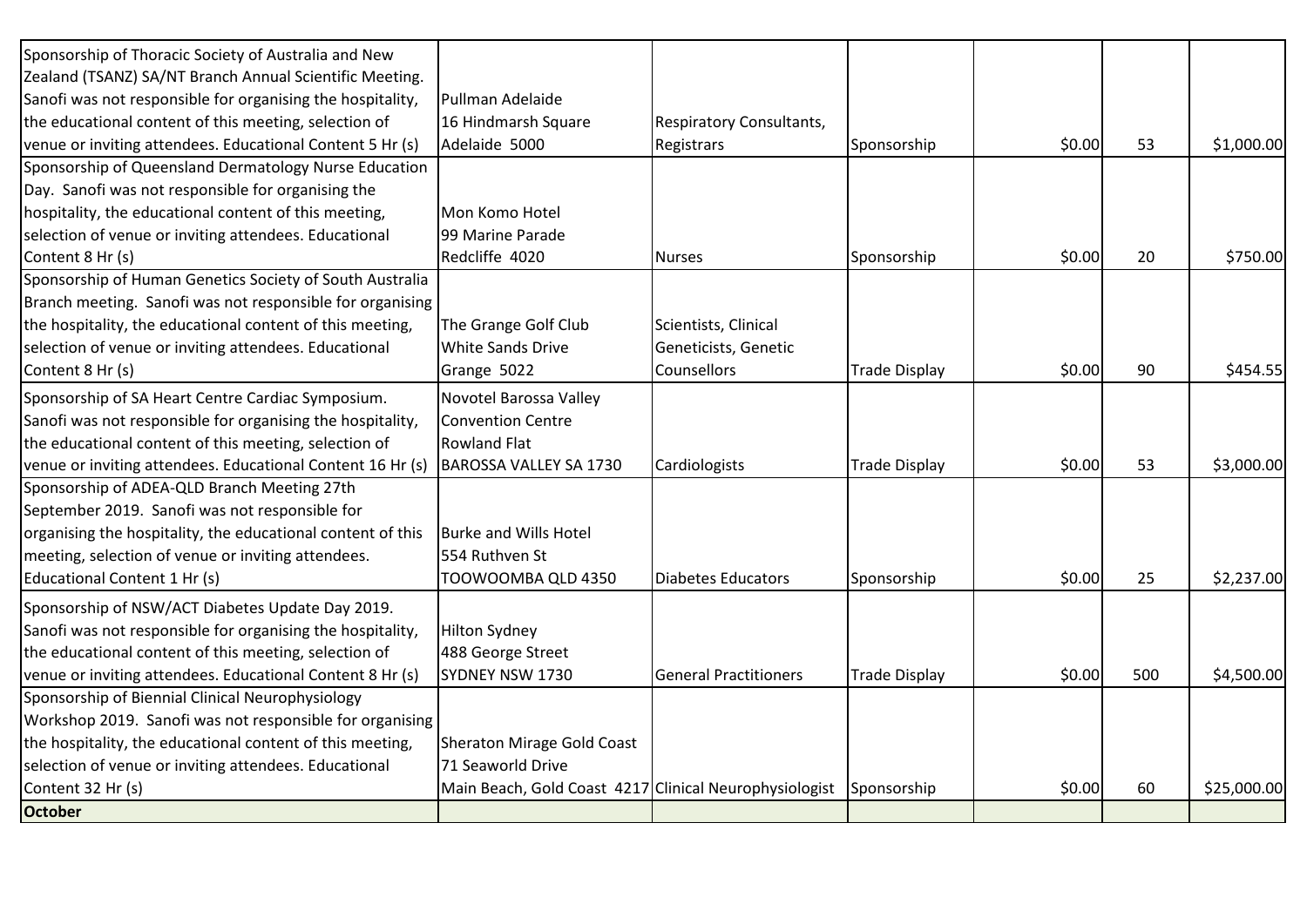| | | | | | | |
|---|---|---|---|---|---|---|
| Sponsorship of Thoracic Society of Australia and New Zealand (TSANZ) SA/NT Branch Annual Scientific Meeting. Sanofi was not responsible for organising the hospitality, the educational content of this meeting, selection of venue or inviting attendees. Educational Content 5 Hr (s) | Pullman Adelaide 16 Hindmarsh Square Adelaide 5000 | Respiratory Consultants, Registrars | Sponsorship | $0.00 | 53 | $1,000.00 |
| Sponsorship of Queensland Dermatology Nurse Education Day. Sanofi was not responsible for organising the hospitality, the educational content of this meeting, selection of venue or inviting attendees. Educational Content 8 Hr (s) | Mon Komo Hotel 99 Marine Parade Redcliffe 4020 | Nurses | Sponsorship | $0.00 | 20 | $750.00 |
| Sponsorship of Human Genetics Society of South Australia Branch meeting. Sanofi was not responsible for organising the hospitality, the educational content of this meeting, selection of venue or inviting attendees. Educational Content 8 Hr (s) | The Grange Golf Club White Sands Drive Grange 5022 | Scientists, Clinical Geneticists, Genetic Counsellors | Trade Display | $0.00 | 90 | $454.55 |
| Sponsorship of SA Heart Centre Cardiac Symposium. Sanofi was not responsible for organising the hospitality, the educational content of this meeting, selection of venue or inviting attendees. Educational Content 16 Hr (s) | Novotel Barossa Valley Convention Centre Rowland Flat BAROSSA VALLEY SA 1730 | Cardiologists | Trade Display | $0.00 | 53 | $3,000.00 |
| Sponsorship of ADEA-QLD Branch Meeting 27th September 2019. Sanofi was not responsible for organising the hospitality, the educational content of this meeting, selection of venue or inviting attendees. Educational Content 1 Hr (s) | Burke and Wills Hotel 554 Ruthven St TOOWOOMBA QLD 4350 | Diabetes Educators | Sponsorship | $0.00 | 25 | $2,237.00 |
| Sponsorship of NSW/ACT Diabetes Update Day 2019. Sanofi was not responsible for organising the hospitality, the educational content of this meeting, selection of venue or inviting attendees. Educational Content 8 Hr (s) | Hilton Sydney 488 George Street SYDNEY NSW 1730 | General Practitioners | Trade Display | $0.00 | 500 | $4,500.00 |
| Sponsorship of Biennial Clinical Neurophysiology Workshop 2019. Sanofi was not responsible for organising the hospitality, the educational content of this meeting, selection of venue or inviting attendees. Educational Content 32 Hr (s) | Sheraton Mirage Gold Coast 71 Seaworld Drive Main Beach, Gold Coast 4217 | Clinical Neurophysiologist | Sponsorship | $0.00 | 60 | $25,000.00 |
| **October** | | | | | | |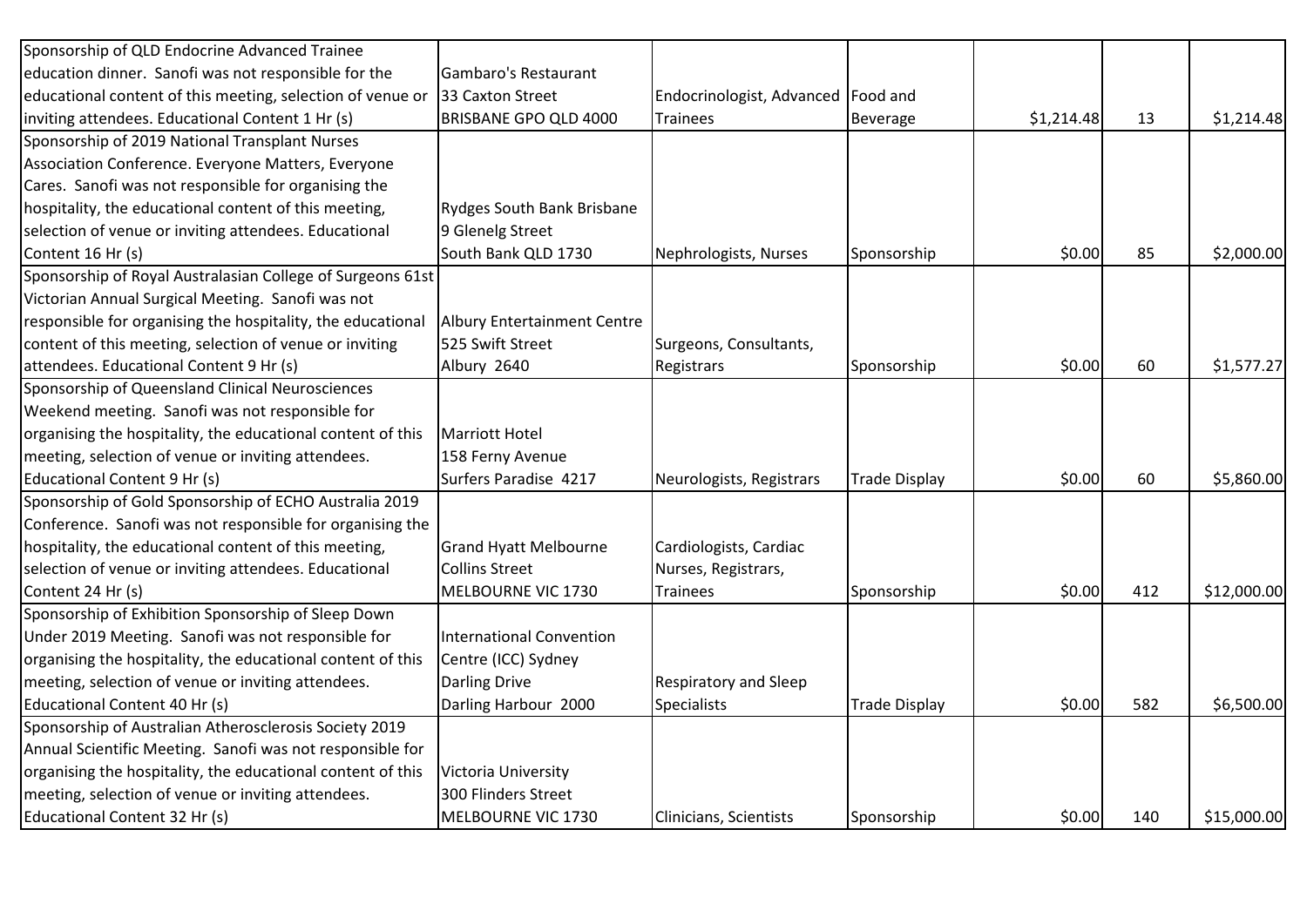| | | | | | | |
|---|---|---|---|---|---|---|
| Sponsorship of QLD Endocrine Advanced Trainee education dinner. Sanofi was not responsible for the educational content of this meeting, selection of venue or inviting attendees. Educational Content 1 Hr (s) | Gambaro's Restaurant 33 Caxton Street BRISBANE GPO QLD 4000 | Endocrinologist, Advanced Trainees | Food and Beverage | $1,214.48 | 13 | $1,214.48 |
| Sponsorship of 2019 National Transplant Nurses Association Conference. Everyone Matters, Everyone Cares. Sanofi was not responsible for organising the hospitality, the educational content of this meeting, selection of venue or inviting attendees. Educational Content 16 Hr (s) | Rydges South Bank Brisbane 9 Glenelg Street South Bank QLD 1730 | Nephrologists, Nurses | Sponsorship | $0.00 | 85 | $2,000.00 |
| Sponsorship of Royal Australasian College of Surgeons 61st Victorian Annual Surgical Meeting. Sanofi was not responsible for organising the hospitality, the educational content of this meeting, selection of venue or inviting attendees. Educational Content 9 Hr (s) | Albury Entertainment Centre 525 Swift Street Albury 2640 | Surgeons, Consultants, Registrars | Sponsorship | $0.00 | 60 | $1,577.27 |
| Sponsorship of Queensland Clinical Neurosciences Weekend meeting. Sanofi was not responsible for organising the hospitality, the educational content of this meeting, selection of venue or inviting attendees. Educational Content 9 Hr (s) | Marriott Hotel 158 Ferny Avenue Surfers Paradise 4217 | Neurologists, Registrars | Trade Display | $0.00 | 60 | $5,860.00 |
| Sponsorship of Gold Sponsorship of ECHO Australia 2019 Conference. Sanofi was not responsible for organising the hospitality, the educational content of this meeting, selection of venue or inviting attendees. Educational Content 24 Hr (s) | Grand Hyatt Melbourne Collins Street MELBOURNE VIC 1730 | Cardiologists, Cardiac Nurses, Registrars, Trainees | Sponsorship | $0.00 | 412 | $12,000.00 |
| Sponsorship of Exhibition Sponsorship of Sleep Down Under 2019 Meeting. Sanofi was not responsible for organising the hospitality, the educational content of this meeting, selection of venue or inviting attendees. Educational Content 40 Hr (s) | International Convention Centre (ICC) Sydney Darling Drive Darling Harbour 2000 | Respiratory and Sleep Specialists | Trade Display | $0.00 | 582 | $6,500.00 |
| Sponsorship of Australian Atherosclerosis Society 2019 Annual Scientific Meeting. Sanofi was not responsible for organising the hospitality, the educational content of this meeting, selection of venue or inviting attendees. Educational Content 32 Hr (s) | Victoria University 300 Flinders Street MELBOURNE VIC 1730 | Clinicians, Scientists | Sponsorship | $0.00 | 140 | $15,000.00 |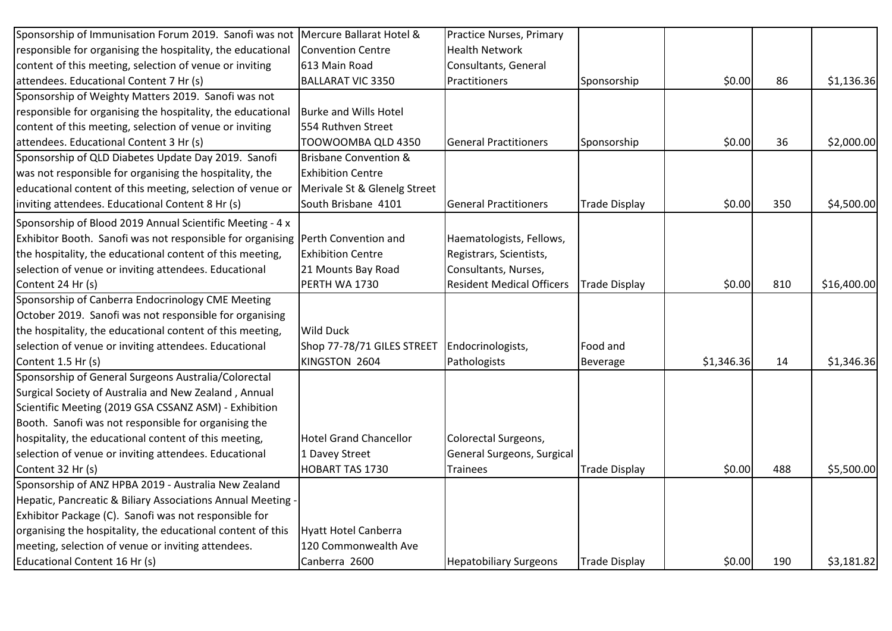| | | | | | | |
|---|---|---|---|---|---|---|
| Sponsorship of Immunisation Forum 2019. Sanofi was not responsible for organising the hospitality, the educational content of this meeting, selection of venue or inviting attendees. Educational Content 7 Hr (s) | Mercure Ballarat Hotel & Convention Centre 613 Main Road BALLARAT VIC 3350 | Practice Nurses, Primary Health Network Consultants, General Practitioners | Sponsorship | $0.00 | 86 | $1,136.36 |
| Sponsorship of Weighty Matters 2019. Sanofi was not responsible for organising the hospitality, the educational content of this meeting, selection of venue or inviting attendees. Educational Content 3 Hr (s) | Burke and Wills Hotel 554 Ruthven Street TOOWOOMBA QLD 4350 | General Practitioners | Sponsorship | $0.00 | 36 | $2,000.00 |
| Sponsorship of QLD Diabetes Update Day 2019. Sanofi was not responsible for organising the hospitality, the educational content of this meeting, selection of venue or inviting attendees. Educational Content 8 Hr (s) | Brisbane Convention & Exhibition Centre Merivale St & Glenelg Street South Brisbane 4101 | General Practitioners | Trade Display | $0.00 | 350 | $4,500.00 |
| Sponsorship of Blood 2019 Annual Scientific Meeting - 4 x Exhibitor Booth. Sanofi was not responsible for organising the hospitality, the educational content of this meeting, selection of venue or inviting attendees. Educational Content 24 Hr (s) | Perth Convention and Exhibition Centre 21 Mounts Bay Road PERTH WA 1730 | Haematologists, Fellows, Registrars, Scientists, Consultants, Nurses, Resident Medical Officers | Trade Display | $0.00 | 810 | $16,400.00 |
| Sponsorship of Canberra Endocrinology CME Meeting October 2019. Sanofi was not responsible for organising the hospitality, the educational content of this meeting, selection of venue or inviting attendees. Educational Content 1.5 Hr (s) | Wild Duck Shop 77-78/71 GILES STREET KINGSTON 2604 | Endocrinologists, Pathologists | Food and Beverage | $1,346.36 | 14 | $1,346.36 |
| Sponsorship of General Surgeons Australia/Colorectal Surgical Society of Australia and New Zealand , Annual Scientific Meeting (2019 GSA CSSANZ ASM) - Exhibition Booth. Sanofi was not responsible for organising the hospitality, the educational content of this meeting, selection of venue or inviting attendees. Educational Content 32 Hr (s) | Hotel Grand Chancellor 1 Davey Street HOBART TAS 1730 | Colorectal Surgeons, General Surgeons, Surgical Trainees | Trade Display | $0.00 | 488 | $5,500.00 |
| Sponsorship of ANZ HPBA 2019 - Australia New Zealand Hepatic, Pancreatic & Biliary Associations Annual Meeting - Exhibitor Package (C). Sanofi was not responsible for organising the hospitality, the educational content of this meeting, selection of venue or inviting attendees. Educational Content 16 Hr (s) | Hyatt Hotel Canberra 120 Commonwealth Ave Canberra 2600 | Hepatobiliary Surgeons | Trade Display | $0.00 | 190 | $3,181.82 |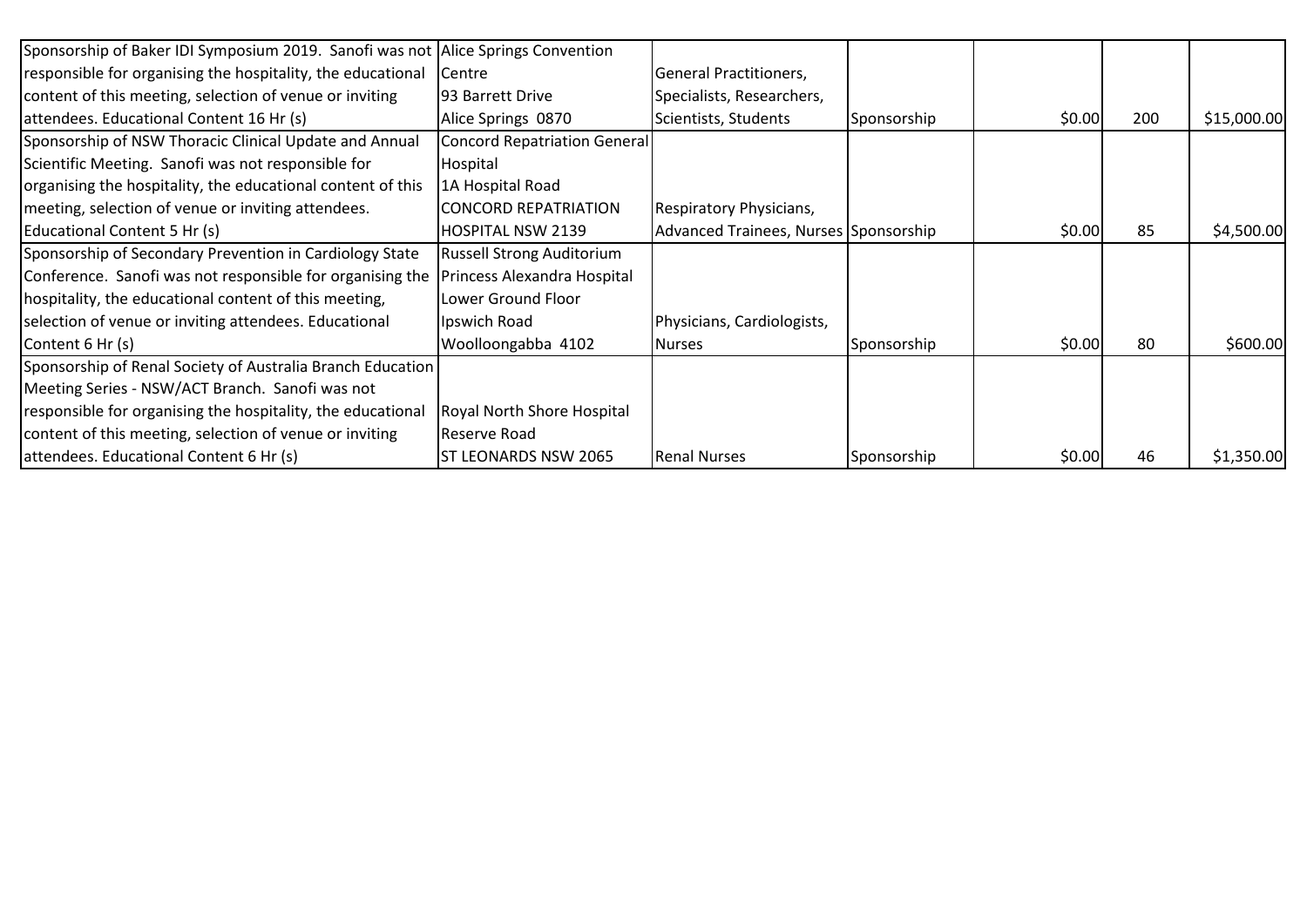| | | | | | | |
|---|---|---|---|---|---|---|
| Sponsorship of Baker IDI Symposium 2019. Sanofi was not responsible for organising the hospitality, the educational content of this meeting, selection of venue or inviting attendees. Educational Content 16 Hr (s) | Alice Springs Convention Centre 93 Barrett Drive Alice Springs 0870 | General Practitioners, Specialists, Researchers, Scientists, Students | Sponsorship | $0.00 | 200 | $15,000.00 |
| Sponsorship of NSW Thoracic Clinical Update and Annual Scientific Meeting. Sanofi was not responsible for organising the hospitality, the educational content of this meeting, selection of venue or inviting attendees. Educational Content 5 Hr (s) | Concord Repatriation General Hospital 1A Hospital Road CONCORD REPATRIATION HOSPITAL NSW 2139 | Respiratory Physicians, Advanced Trainees, Nurses | Sponsorship | $0.00 | 85 | $4,500.00 |
| Sponsorship of Secondary Prevention in Cardiology State Conference. Sanofi was not responsible for organising the hospitality, the educational content of this meeting, selection of venue or inviting attendees. Educational Content 6 Hr (s) | Russell Strong Auditorium Princess Alexandra Hospital Lower Ground Floor Ipswich Road Woolloongabba 4102 | Physicians, Cardiologists, Nurses | Sponsorship | $0.00 | 80 | $600.00 |
| Sponsorship of Renal Society of Australia Branch Education Meeting Series - NSW/ACT Branch. Sanofi was not responsible for organising the hospitality, the educational content of this meeting, selection of venue or inviting attendees. Educational Content 6 Hr (s) | Royal North Shore Hospital Reserve Road ST LEONARDS NSW 2065 | Renal Nurses | Sponsorship | $0.00 | 46 | $1,350.00 |